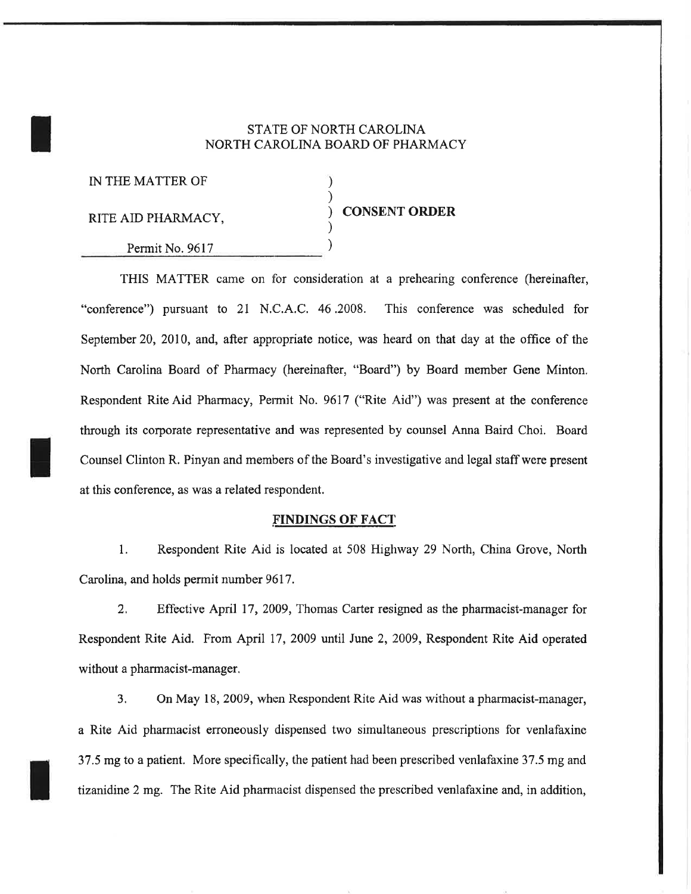STATE OF NORTH CAROLINA
NORTH CAROLINA BOARD OF PHARMACY

| | | |
|---|---|---|
| IN THE MATTER OF | ) | |
| | ) | |
| RITE AID PHARMACY, | ) | **CONSENT ORDER** |
| | ) | |
| Permit No. 9617 | ) | |

THIS MATTER came on for consideration at a prehearing conference (hereinafter, "conference") pursuant to 21 N.C.A.C. 46 .2008. This conference was scheduled for September 20, 2010, and, after appropriate notice, was heard on that day at the office of the North Carolina Board of Pharmacy (hereinafter, "Board") by Board member Gene Minton. Respondent Rite Aid Pharmacy, Permit No. 9617 ("Rite Aid") was present at the conference through its corporate representative and was represented by counsel Anna Baird Choi. Board Counsel Clinton R. Pinyan and members of the Board's investigative and legal staff were present at this conference, as was a related respondent.

## FINDINGS OF FACT

1. Respondent Rite Aid is located at 508 Highway 29 North, China Grove, North Carolina, and holds permit number 9617.

2. Effective April 17, 2009, Thomas Carter resigned as the pharmacist-manager for Respondent Rite Aid. From April 17, 2009 until June 2, 2009, Respondent Rite Aid operated without a pharmacist-manager.

3. On May 18, 2009, when Respondent Rite Aid was without a pharmacist-manager, a Rite Aid pharmacist erroneously dispensed two simultaneous prescriptions for venlafaxine 37.5 mg to a patient. More specifically, the patient had been prescribed venlafaxine 37.5 mg and tizanidine 2 mg. The Rite Aid pharmacist dispensed the prescribed venlafaxine and, in addition,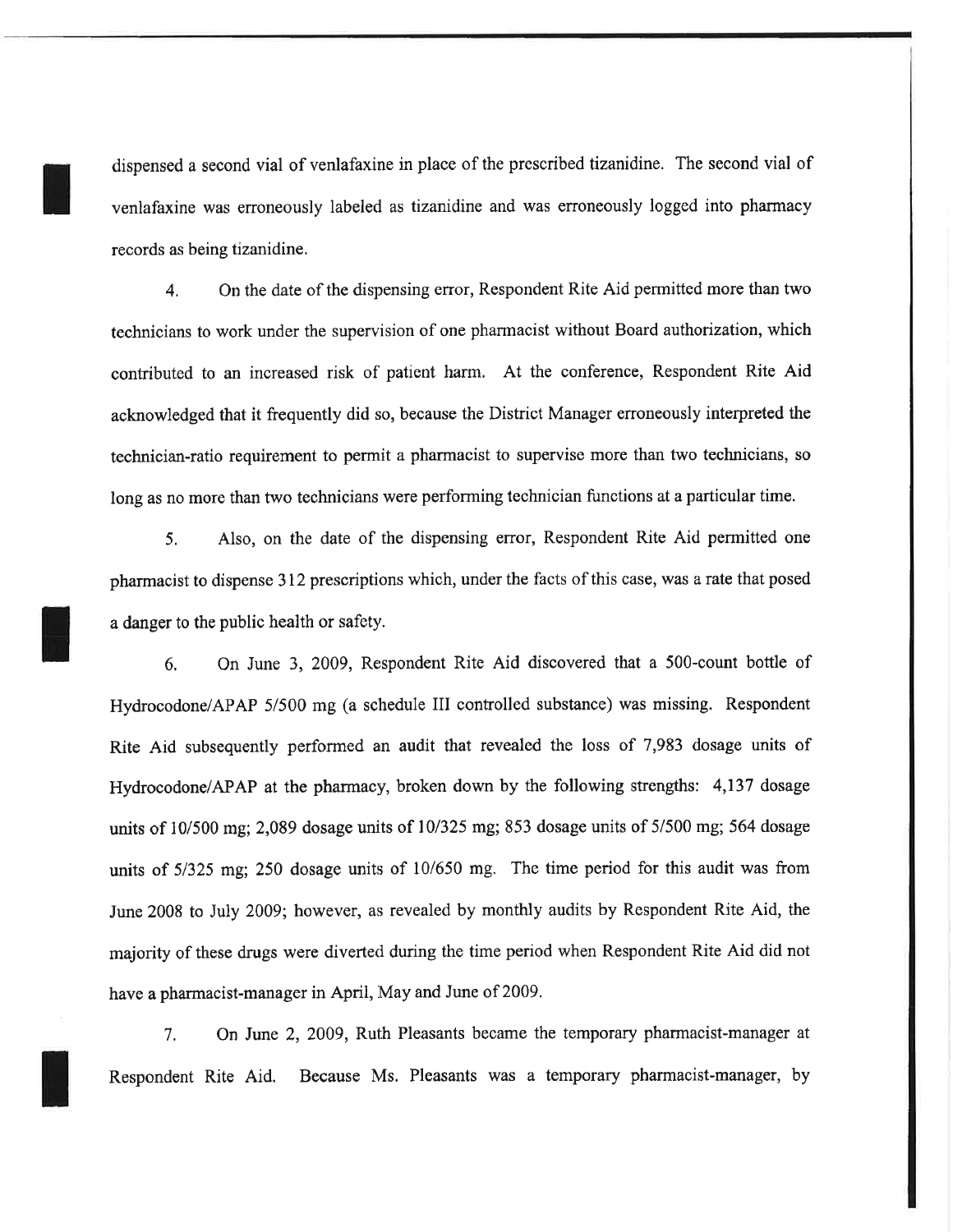dispensed a second vial of venlafaxine in place of the prescribed tizanidine. The second vial of venlafaxine was erroneously labeled as tizanidine and was erroneously logged into pharmacy records as being tizanidine.

4. On the date of the dispensing error, Respondent Rite Aid permitted more than two technicians to work under the supervision of one pharmacist without Board authorization, which contributed to an increased risk of patient harm. At the conference, Respondent Rite Aid acknowledged that it frequently did so, because the District Manager erroneously interpreted the technician-ratio requirement to permit a pharmacist to supervise more than two technicians, so long as no more than two technicians were performing technician functions at a particular time.

5. Also, on the date of the dispensing error, Respondent Rite Aid permitted one pharmacist to dispense 312 prescriptions which, under the facts of this case, was a rate that posed a danger to the public health or safety.

6. On June 3, 2009, Respondent Rite Aid discovered that a 500-count bottle of Hydrocodone/APAP 5/500 mg (a schedule III controlled substance) was missing. Respondent Rite Aid subsequently performed an audit that revealed the loss of 7,983 dosage units of Hydrocodone/APAP at the pharmacy, broken down by the following strengths: 4,137 dosage units of 10/500 mg; 2,089 dosage units of 10/325 mg; 853 dosage units of 5/500 mg; 564 dosage units of 5/325 mg; 250 dosage units of 10/650 mg. The time period for this audit was from June 2008 to July 2009; however, as revealed by monthly audits by Respondent Rite Aid, the majority of these drugs were diverted during the time period when Respondent Rite Aid did not have a pharmacist-manager in April, May and June of 2009.

7. On June 2, 2009, Ruth Pleasants became the temporary pharmacist-manager at Respondent Rite Aid. Because Ms. Pleasants was a temporary pharmacist-manager, by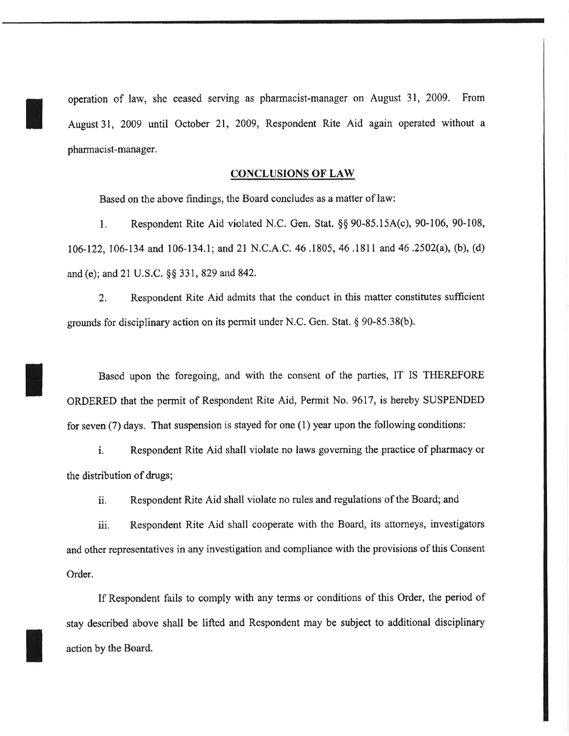operation of law, she ceased serving as pharmacist-manager on August 31, 2009. From August 31, 2009 until October 21, 2009, Respondent Rite Aid again operated without a pharmacist-manager.

## CONCLUSIONS OF LAW

Based on the above findings, the Board concludes as a matter of law:

1. Respondent Rite Aid violated N.C. Gen. Stat. §§ 90-85.15A(c), 90-106, 90-108, 106-122, 106-134 and 106-134.1; and 21 N.C.A.C. 46 .1805, 46 .1811 and 46 .2502(a), (b), (d) and (e); and 21 U.S.C. §§ 331, 829 and 842.

2. Respondent Rite Aid admits that the conduct in this matter constitutes sufficient grounds for disciplinary action on its permit under N.C. Gen. Stat. § 90-85.38(b).

Based upon the foregoing, and with the consent of the parties, IT IS THEREFORE ORDERED that the permit of Respondent Rite Aid, Permit No. 9617, is hereby SUSPENDED for seven (7) days. That suspension is stayed for one (1) year upon the following conditions:

i. Respondent Rite Aid shall violate no laws governing the practice of pharmacy or the distribution of drugs;

ii. Respondent Rite Aid shall violate no rules and regulations of the Board; and

iii. Respondent Rite Aid shall cooperate with the Board, its attorneys, investigators and other representatives in any investigation and compliance with the provisions of this Consent Order.

If Respondent fails to comply with any terms or conditions of this Order, the period of stay described above shall be lifted and Respondent may be subject to additional disciplinary action by the Board.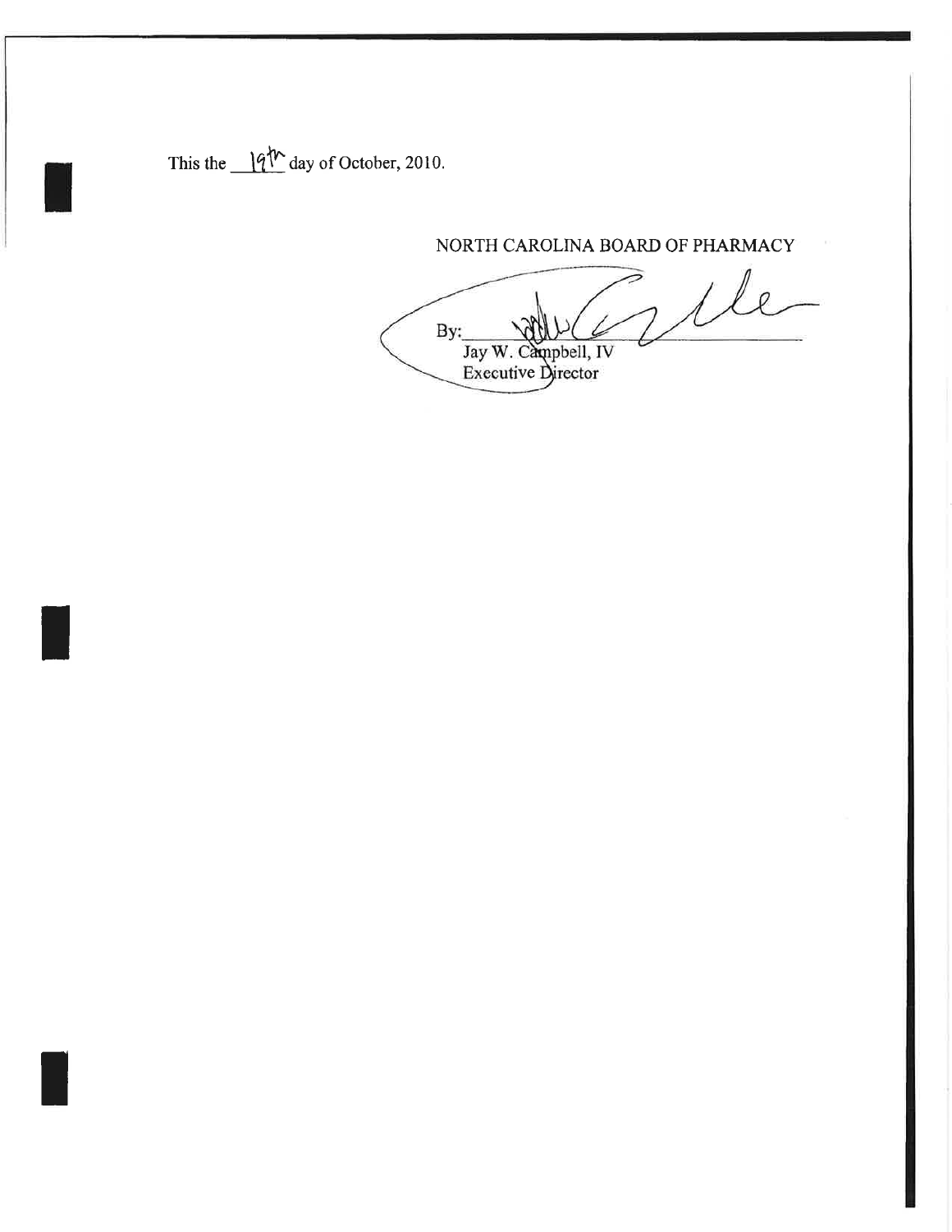This the 19th day of October, 2010.

NORTH CAROLINA BOARD OF PHARMACY

By: ______________________
Jay W. Campbell, IV
Executive Director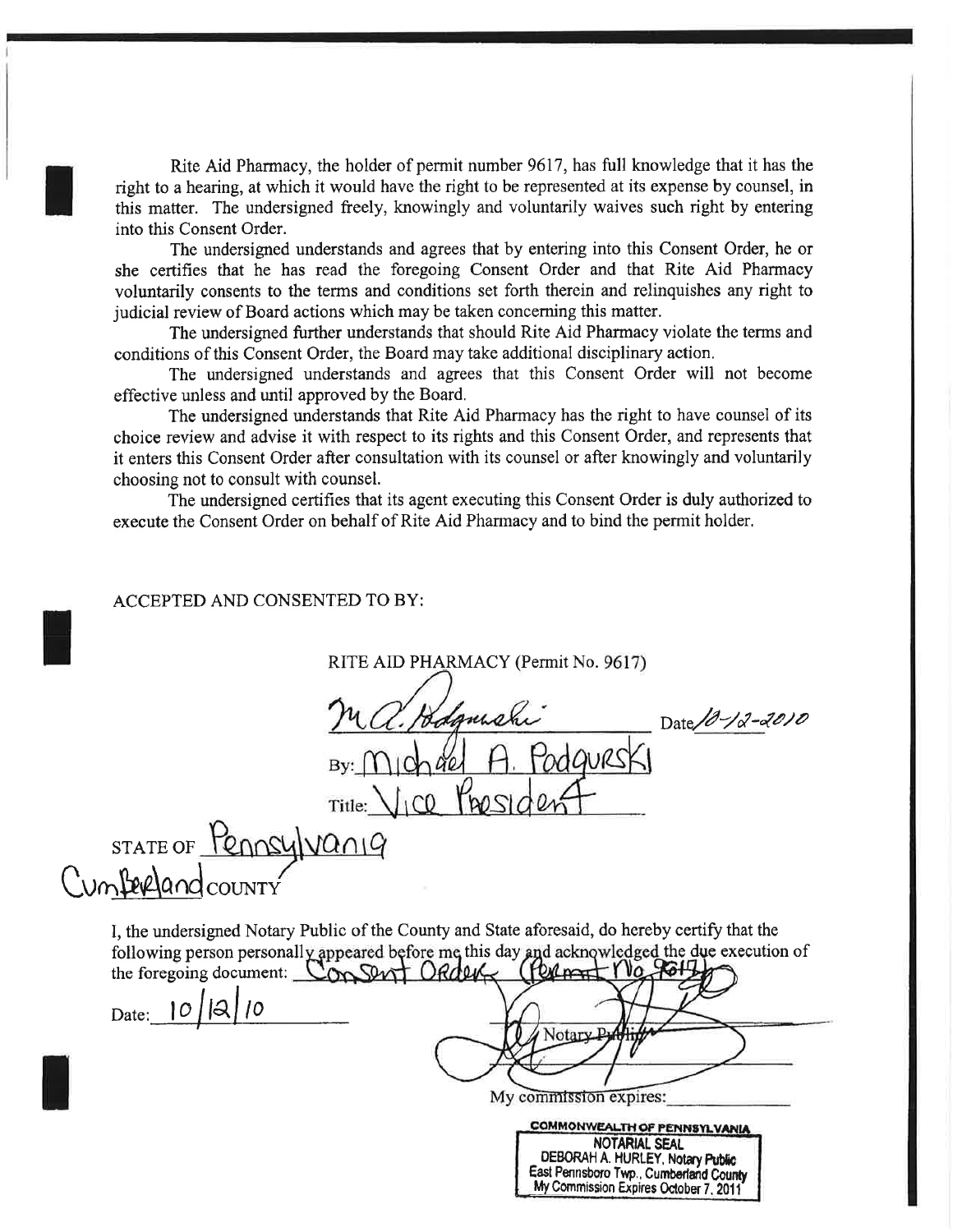Rite Aid Pharmacy, the holder of permit number 9617, has full knowledge that it has the right to a hearing, at which it would have the right to be represented at its expense by counsel, in this matter. The undersigned freely, knowingly and voluntarily waives such right by entering into this Consent Order.

The undersigned understands and agrees that by entering into this Consent Order, he or she certifies that he has read the foregoing Consent Order and that Rite Aid Pharmacy voluntarily consents to the terms and conditions set forth therein and relinquishes any right to judicial review of Board actions which may be taken concerning this matter.

The undersigned further understands that should Rite Aid Pharmacy violate the terms and conditions of this Consent Order, the Board may take additional disciplinary action.

The undersigned understands and agrees that this Consent Order will not become effective unless and until approved by the Board.

The undersigned understands that Rite Aid Pharmacy has the right to have counsel of its choice review and advise it with respect to its rights and this Consent Order, and represents that it enters this Consent Order after consultation with its counsel or after knowingly and voluntarily choosing not to consult with counsel.

The undersigned certifies that its agent executing this Consent Order is duly authorized to execute the Consent Order on behalf of Rite Aid Pharmacy and to bind the permit holder.

ACCEPTED AND CONSENTED TO BY:

RITE AID PHARMACY (Permit No. 9617)

M A. Podgurski Date 10-12-2010

By: Michael A. Podgurski

Title: Vice President

STATE OF Pennsylvania

Cumberland COUNTY

I, the undersigned Notary Public of the County and State aforesaid, do hereby certify that the following person personally appeared before me this day and acknowledged the due execution of the foregoing document: Consent Order (Permit No 9617)

Date: 10/12/10

Notary Public

My commission expires: ____________

COMMONWEALTH OF PENNSYLVANIA
NOTARIAL SEAL
DEBORAH A. HURLEY, Notary Public
East Pennsboro Twp., Cumberland County
My Commission Expires October 7, 2011